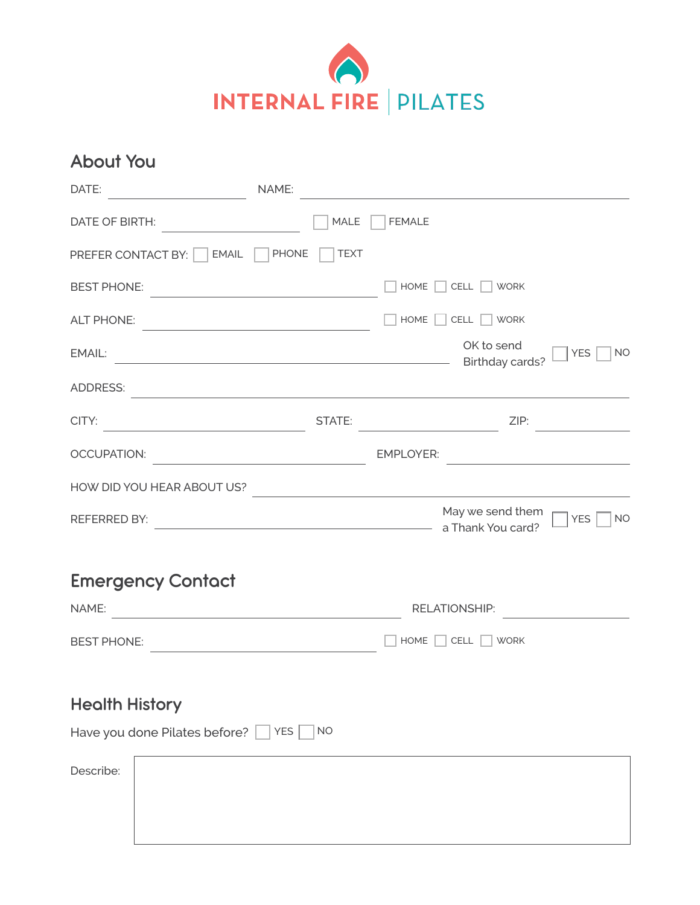# INTERNAL FIRE | PILATES

## About You

DATE: ____________ NAME: ______________________________

DATE OF BIRTH: ____________ ☐ MALE ☐ FEMALE

PREFER CONTACT BY: ☐ EMAIL ☐ PHONE ☐ TEXT

BEST PHONE: ______________________ ☐ HOME ☐ CELL ☐ WORK

ALT PHONE: ______________________ ☐ HOME ☐ CELL ☐ WORK

EMAIL: ______________________________ OK to send Birthday cards? ☐ YES ☐ NO

ADDRESS: ______________________________________________

CITY: ________________ STATE: ____________ ZIP: ________

OCCUPATION: ____________________ EMPLOYER: ________________

HOW DID YOU HEAR ABOUT US? ______________________________

REFERRED BY: ______________________________ May we send them a Thank You card? ☐ YES ☐ NO

## Emergency Contact

NAME: ______________________________ RELATIONSHIP: ____________

BEST PHONE: ______________________ ☐ HOME ☐ CELL ☐ WORK

## Health History

Have you done Pilates before? ☐ YES ☐ NO

Describe: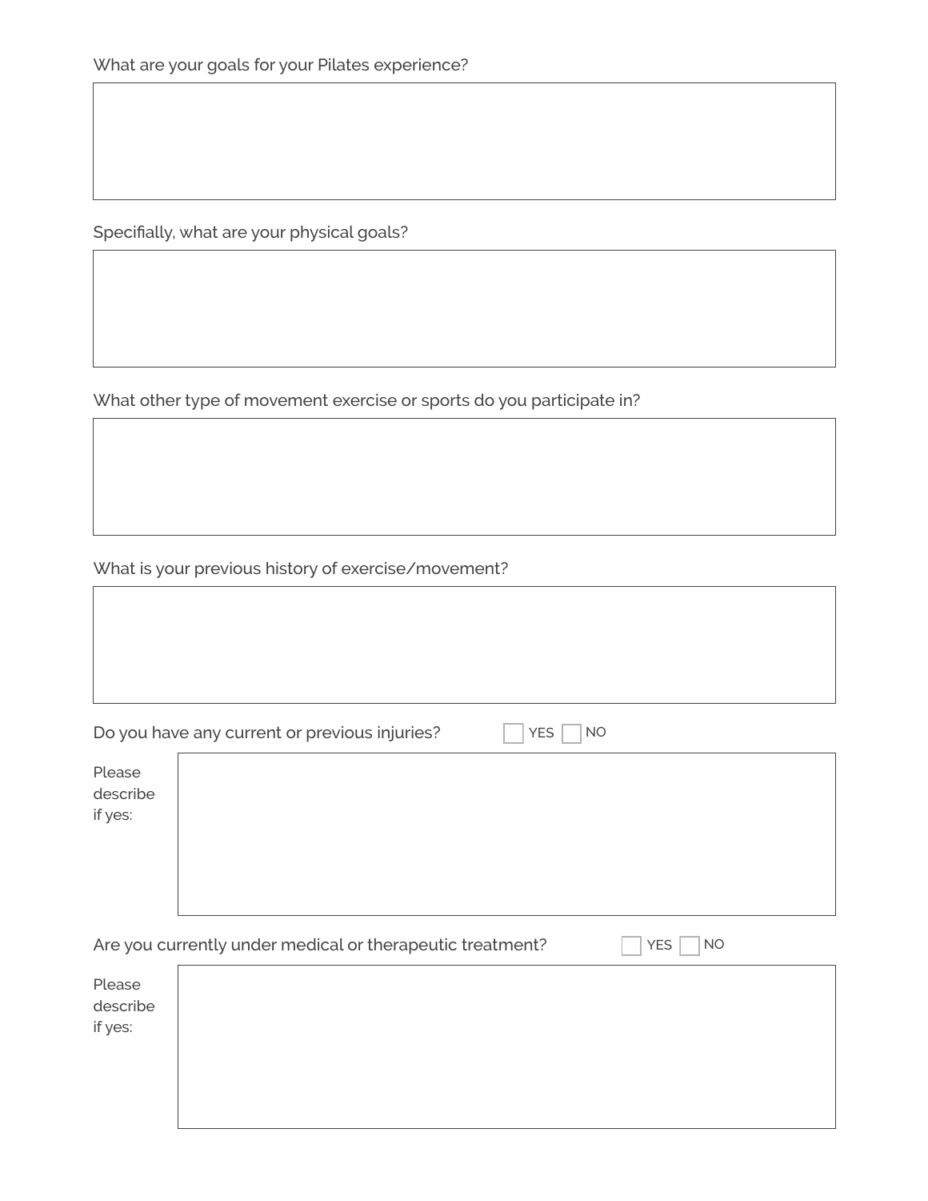What are your goals for your Pilates experience?

Specifially, what are your physical goals?

What other type of movement exercise or sports do you participate in?

What is your previous history of exercise/movement?

Do you have any current or previous injuries? ☐ YES ☐ NO

Please describe if yes:

Are you currently under medical or therapeutic treatment? ☐ YES ☐ NO

Please describe if yes: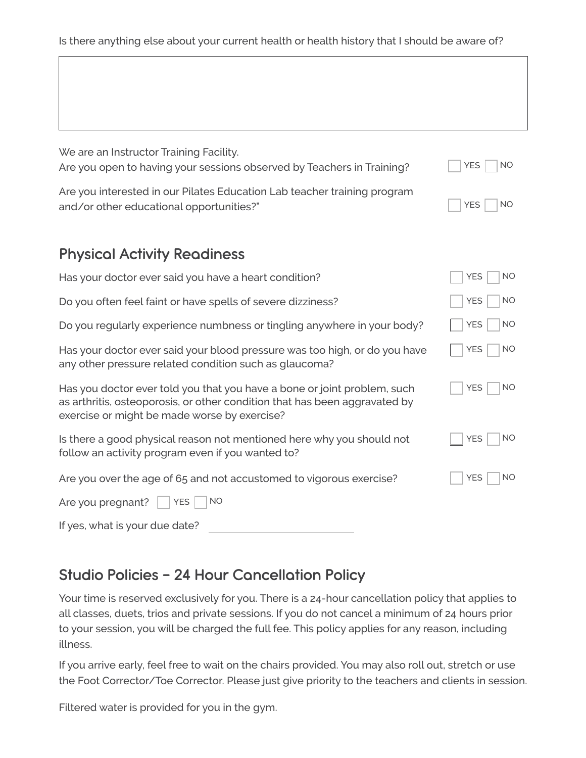Is there anything else about your current health or health history that I should be aware of?

We are an Instructor Training Facility.
Are you open to having your sessions observed by Teachers in Training? ☐ YES ☐ NO

Are you interested in our Pilates Education Lab teacher training program and/or other educational opportunities?" ☐ YES ☐ NO

## Physical Activity Readiness

Has your doctor ever said you have a heart condition? ☐ YES ☐ NO

Do you often feel faint or have spells of severe dizziness? ☐ YES ☐ NO

Do you regularly experience numbness or tingling anywhere in your body? ☐ YES ☐ NO

Has your doctor ever said your blood pressure was too high, or do you have any other pressure related condition such as glaucoma? ☐ YES ☐ NO

Has you doctor ever told you that you have a bone or joint problem, such as arthritis, osteoporosis, or other condition that has been aggravated by exercise or might be made worse by exercise? ☐ YES ☐ NO

Is there a good physical reason not mentioned here why you should not follow an activity program even if you wanted to? ☐ YES ☐ NO

Are you over the age of 65 and not accustomed to vigorous exercise? ☐ YES ☐ NO

Are you pregnant? ☐ YES ☐ NO

If yes, what is your due date? ______________________

## Studio Policies – 24 Hour Cancellation Policy

Your time is reserved exclusively for you. There is a 24-hour cancellation policy that applies to all classes, duets, trios and private sessions. If you do not cancel a minimum of 24 hours prior to your session, you will be charged the full fee. This policy applies for any reason, including illness.

If you arrive early, feel free to wait on the chairs provided. You may also roll out, stretch or use the Foot Corrector/Toe Corrector. Please just give priority to the teachers and clients in session.

Filtered water is provided for you in the gym.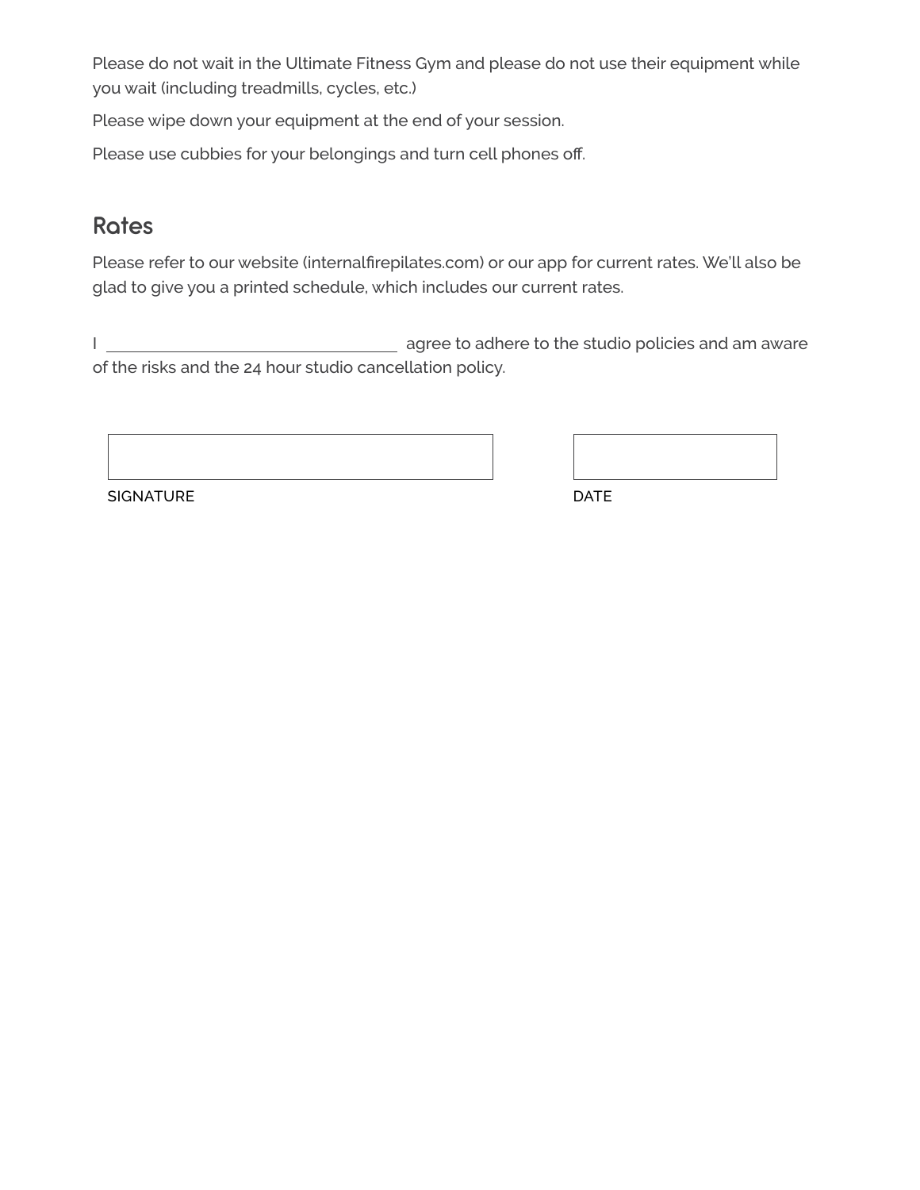Please do not wait in the Ultimate Fitness Gym and please do not use their equipment while you wait (including treadmills, cycles, etc.)

Please wipe down your equipment at the end of your session.

Please use cubbies for your belongings and turn cell phones off.

## Rates

Please refer to our website (internalfirepilates.com) or our app for current rates. We'll also be glad to give you a printed schedule, which includes our current rates.

I \_\_\_\_\_\_\_\_\_\_\_\_\_\_\_\_\_\_\_\_\_\_\_\_\_\_\_\_\_\_ agree to adhere to the studio policies and am aware of the risks and the 24 hour studio cancellation policy.

SIGNATURE

DATE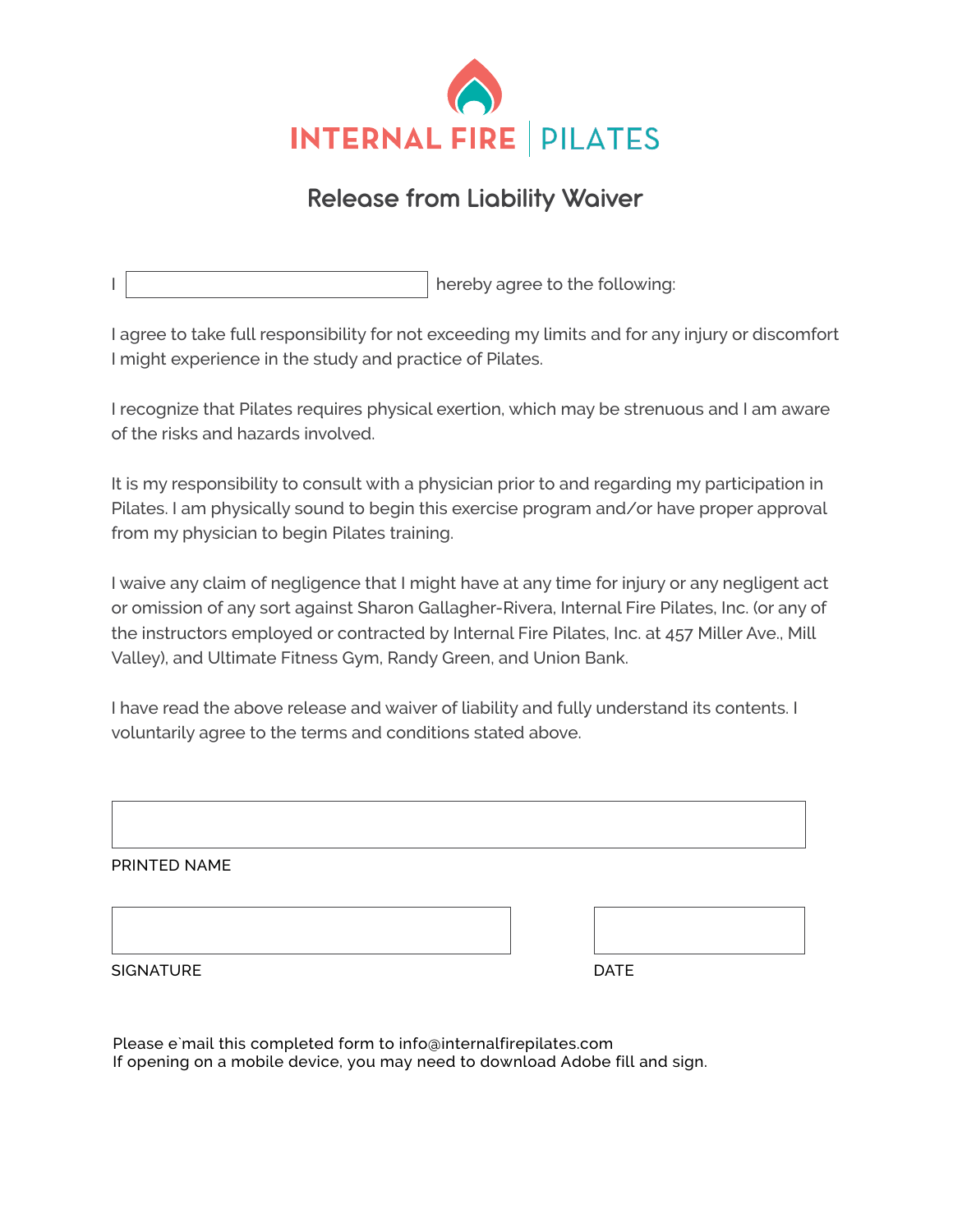# INTERNAL FIRE | PILATES

## Release from Liability Waiver

I ______________________ hereby agree to the following:

I agree to take full responsibility for not exceeding my limits and for any injury or discomfort I might experience in the study and practice of Pilates.

I recognize that Pilates requires physical exertion, which may be strenuous and I am aware of the risks and hazards involved.

It is my responsibility to consult with a physician prior to and regarding my participation in Pilates. I am physically sound to begin this exercise program and/or have proper approval from my physician to begin Pilates training.

I waive any claim of negligence that I might have at any time for injury or any negligent act or omission of any sort against Sharon Gallagher-Rivera, Internal Fire Pilates, Inc. (or any of the instructors employed or contracted by Internal Fire Pilates, Inc. at 457 Miller Ave., Mill Valley), and Ultimate Fitness Gym, Randy Green, and Union Bank.

I have read the above release and waiver of liability and fully understand its contents. I voluntarily agree to the terms and conditions stated above.

______________________

PRINTED NAME

______________________ ______________________

SIGNATURE DATE

Please e`mail this completed form to info@internalfirepilates.com
If opening on a mobile device, you may need to download Adobe fill and sign.